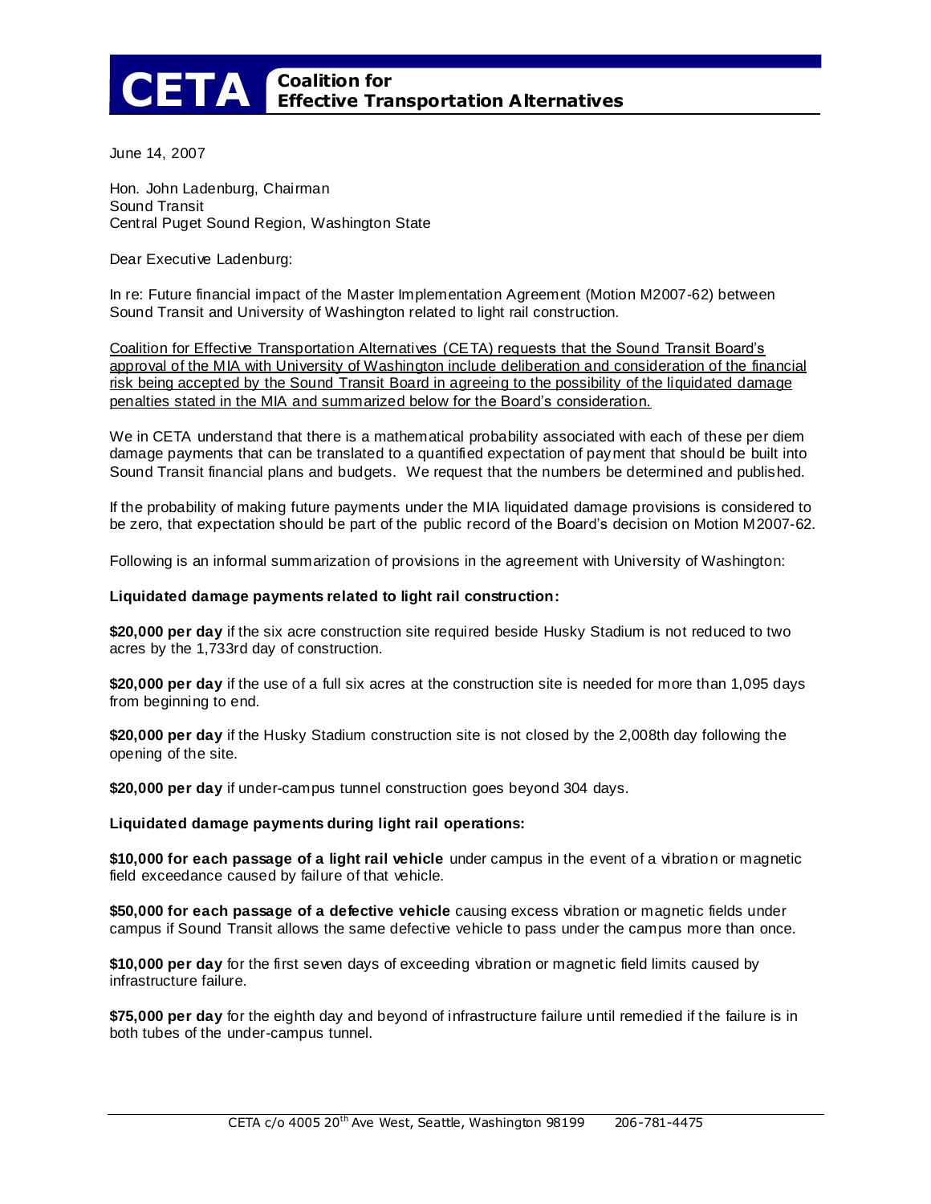# CETA Coalition for Effective Transportation Alternatives

June 14, 2007

Hon. John Ladenburg, Chairman
Sound Transit
Central Puget Sound Region, Washington State

Dear Executive Ladenburg:

In re: Future financial impact of the Master Implementation Agreement (Motion M2007-62) between Sound Transit and University of Washington related to light rail construction.

Coalition for Effective Transportation Alternatives (CETA) requests that the Sound Transit Board's approval of the MIA with University of Washington include deliberation and consideration of the financial risk being accepted by the Sound Transit Board in agreeing to the possibility of the liquidated damage penalties stated in the MIA and summarized below for the Board's consideration.

We in CETA understand that there is a mathematical probability associated with each of these per diem damage payments that can be translated to a quantified expectation of payment that should be built into Sound Transit financial plans and budgets. We request that the numbers be determined and published.

If the probability of making future payments under the MIA liquidated damage provisions is considered to be zero, that expectation should be part of the public record of the Board's decision on Motion M2007-62.

Following is an informal summarization of provisions in the agreement with University of Washington:

**Liquidated damage payments related to light rail construction:**

**$20,000 per day** if the six acre construction site required beside Husky Stadium is not reduced to two acres by the 1,733rd day of construction.

**$20,000 per day** if the use of a full six acres at the construction site is needed for more than 1,095 days from beginning to end.

**$20,000 per day** if the Husky Stadium construction site is not closed by the 2,008th day following the opening of the site.

**$20,000 per day** if under-campus tunnel construction goes beyond 304 days.

**Liquidated damage payments during light rail operations:**

**$10,000 for each passage of a light rail vehicle** under campus in the event of a vibration or magnetic field exceedance caused by failure of that vehicle.

**$50,000 for each passage of a defective vehicle** causing excess vibration or magnetic fields under campus if Sound Transit allows the same defective vehicle to pass under the campus more than once.

**$10,000 per day** for the first seven days of exceeding vibration or magnetic field limits caused by infrastructure failure.

**$75,000 per day** for the eighth day and beyond of infrastructure failure until remedied if the failure is in both tubes of the under-campus tunnel.

CETA c/o 4005 20th Ave West, Seattle, Washington 98199 206-781-4475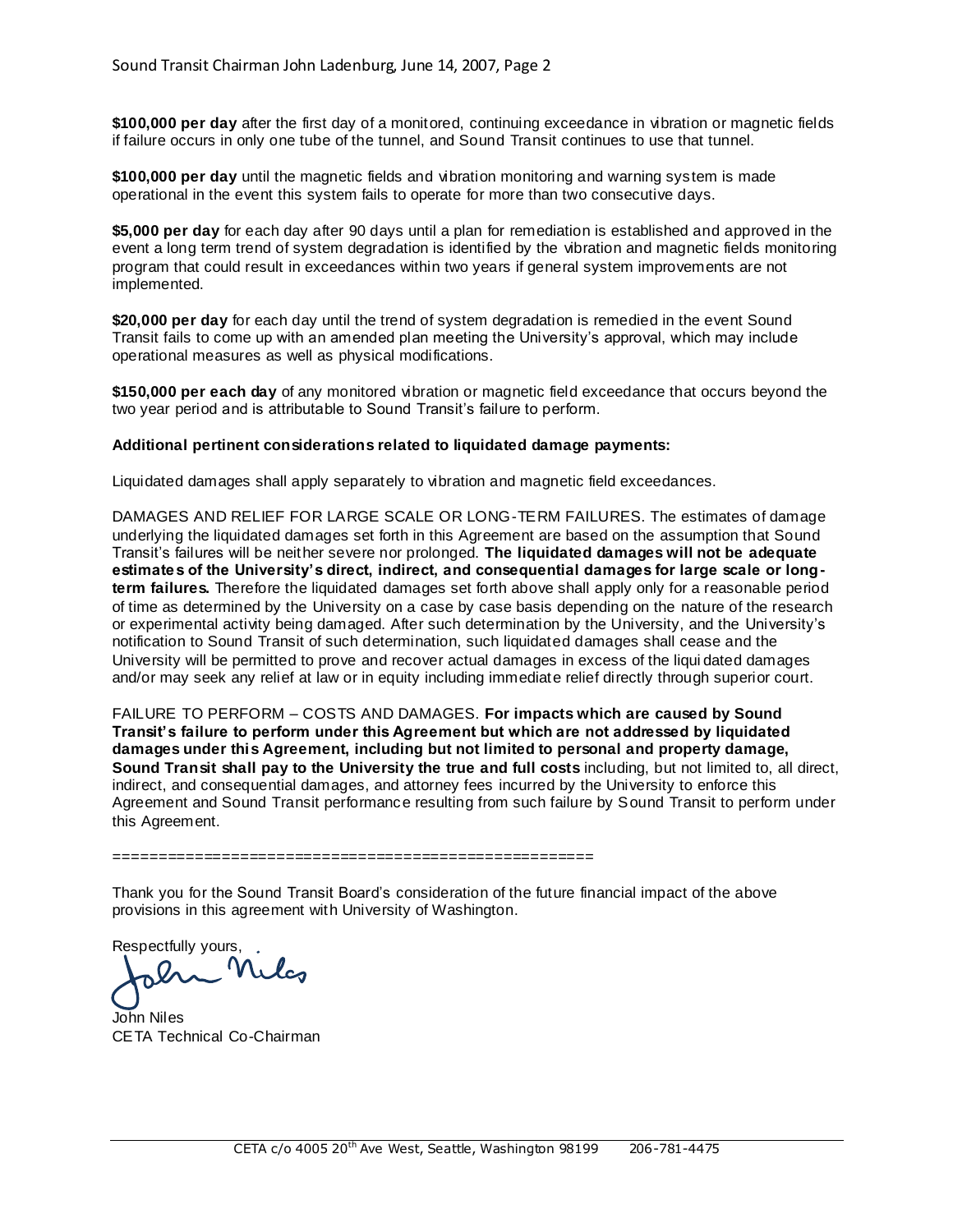**$100,000 per day** after the first day of a monitored, continuing exceedance in vibration or magnetic fields if failure occurs in only one tube of the tunnel, and Sound Transit continues to use that tunnel.

**$100,000 per day** until the magnetic fields and vibration monitoring and warning system is made operational in the event this system fails to operate for more than two consecutive days.

**$5,000 per day** for each day after 90 days until a plan for remediation is established and approved in the event a long term trend of system degradation is identified by the vibration and magnetic fields monitoring program that could result in exceedances within two years if general system improvements are not implemented.

**$20,000 per day** for each day until the trend of system degradation is remedied in the event Sound Transit fails to come up with an amended plan meeting the University's approval, which may include operational measures as well as physical modifications.

**$150,000 per each day** of any monitored vibration or magnetic field exceedance that occurs beyond the two year period and is attributable to Sound Transit's failure to perform.

**Additional pertinent considerations related to liquidated damage payments:**

Liquidated damages shall apply separately to vibration and magnetic field exceedances.

DAMAGES AND RELIEF FOR LARGE SCALE OR LONG-TERM FAILURES. The estimates of damage underlying the liquidated damages set forth in this Agreement are based on the assumption that Sound Transit's failures will be neither severe nor prolonged. **The liquidated damages will not be adequate estimates of the University's direct, indirect, and consequential damages for large scale or long-term failures.** Therefore the liquidated damages set forth above shall apply only for a reasonable period of time as determined by the University on a case by case basis depending on the nature of the research or experimental activity being damaged. After such determination by the University, and the University's notification to Sound Transit of such determination, such liquidated damages shall cease and the University will be permitted to prove and recover actual damages in excess of the liquidated damages and/or may seek any relief at law or in equity including immediate relief directly through superior court.

FAILURE TO PERFORM – COSTS AND DAMAGES. **For impacts which are caused by Sound Transit's failure to perform under this Agreement but which are not addressed by liquidated damages under this Agreement, including but not limited to personal and property damage, Sound Transit shall pay to the University the true and full costs** including, but not limited to, all direct, indirect, and consequential damages, and attorney fees incurred by the University to enforce this Agreement and Sound Transit performance resulting from such failure by Sound Transit to perform under this Agreement.

====================================================

Thank you for the Sound Transit Board's consideration of the future financial impact of the above provisions in this agreement with University of Washington.

Respectfully yours,

John Niles

John Niles
CETA Technical Co-Chairman

CETA c/o 4005 20th Ave West, Seattle, Washington 98199 206-781-4475